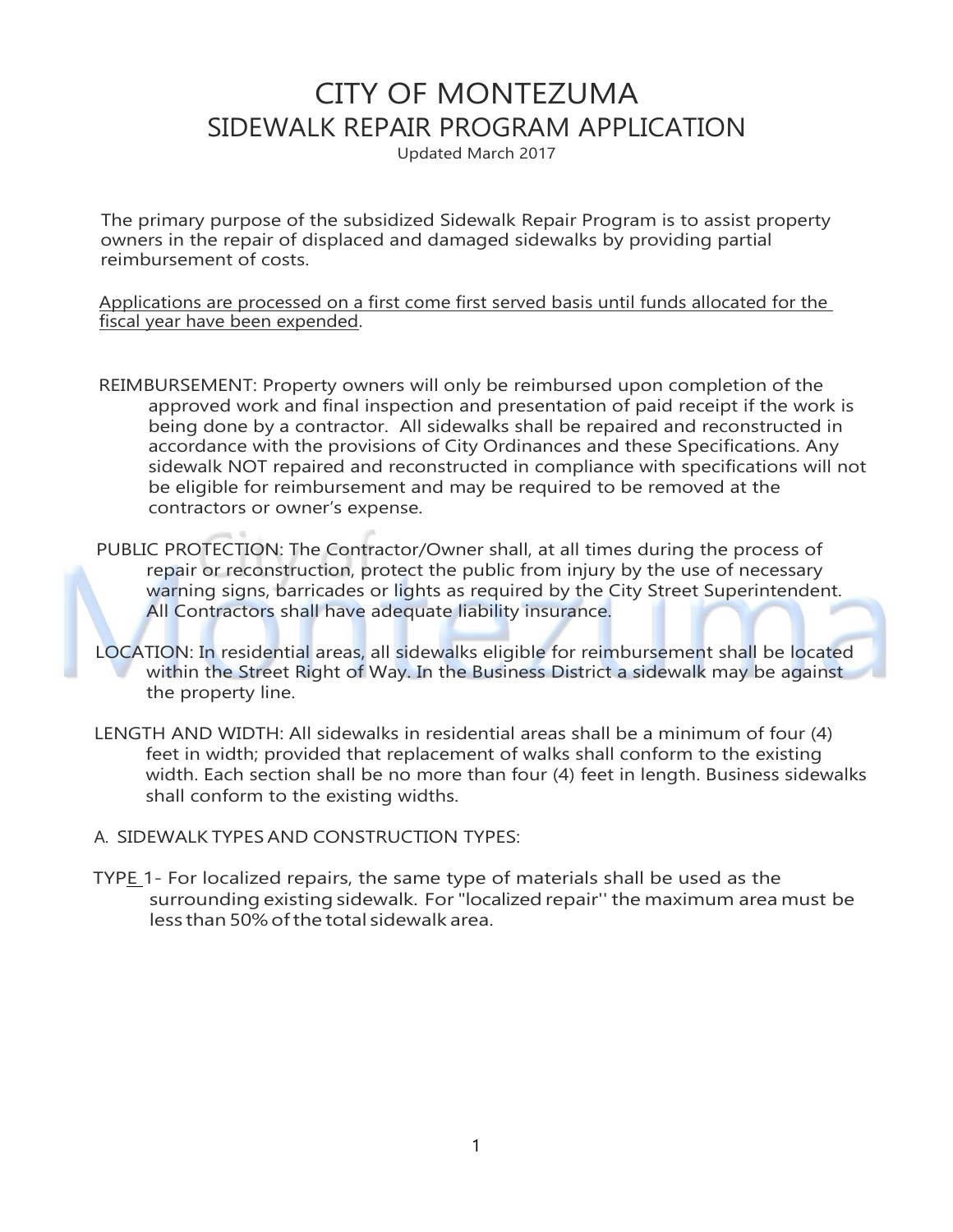# CITY OF MONTEZUMA
## SIDEWALK REPAIR PROGRAM APPLICATION

Updated March 2017

The primary purpose of the subsidized Sidewalk Repair Program is to assist property owners in the repair of displaced and damaged sidewalks by providing partial reimbursement of costs.

<u>Applications are processed on a first come first served basis until funds allocated for the fiscal year have been expended</u>.

REIMBURSEMENT: Property owners will only be reimbursed upon completion of the approved work and final inspection and presentation of paid receipt if the work is being done by a contractor. All sidewalks shall be repaired and reconstructed in accordance with the provisions of City Ordinances and these Specifications. Any sidewalk NOT repaired and reconstructed in compliance with specifications will not be eligible for reimbursement and may be required to be removed at the contractors or owner's expense.

PUBLIC PROTECTION: The Contractor/Owner shall, at all times during the process of repair or reconstruction, protect the public from injury by the use of necessary warning signs, barricades or lights as required by the City Street Superintendent. All Contractors shall have adequate liability insurance.

LOCATION: In residential areas, all sidewalks eligible for reimbursement shall be located within the Street Right of Way. In the Business District a sidewalk may be against the property line.

LENGTH AND WIDTH: All sidewalks in residential areas shall be a minimum of four (4) feet in width; provided that replacement of walks shall conform to the existing width. Each section shall be no more than four (4) feet in length. Business sidewalks shall conform to the existing widths.

A. SIDEWALK TYPES AND CONSTRUCTION TYPES:

TYPE 1- For localized repairs, the same type of materials shall be used as the surrounding existing sidewalk. For "localized repair'' the maximum area must be less than 50% of the total sidewalk area.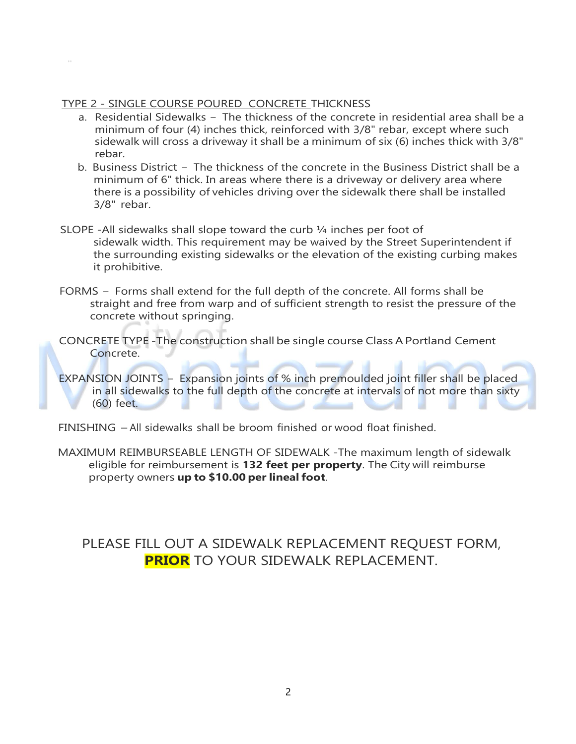TYPE 2 - SINGLE COURSE POURED CONCRETE THICKNESS

a. Residential Sidewalks – The thickness of the concrete in residential area shall be a minimum of four (4) inches thick, reinforced with 3/8" rebar, except where such sidewalk will cross a driveway it shall be a minimum of six (6) inches thick with 3/8" rebar.

b. Business District – The thickness of the concrete in the Business District shall be a minimum of 6" thick. In areas where there is a driveway or delivery area where there is a possibility of vehicles driving over the sidewalk there shall be installed 3/8" rebar.

SLOPE -All sidewalks shall slope toward the curb ¼ inches per foot of sidewalk width. This requirement may be waived by the Street Superintendent if the surrounding existing sidewalks or the elevation of the existing curbing makes it prohibitive.

FORMS – Forms shall extend for the full depth of the concrete. All forms shall be straight and free from warp and of sufficient strength to resist the pressure of the concrete without springing.

CONCRETE TYPE -The construction shall be single course Class A Portland Cement Concrete.

EXPANSION JOINTS – Expansion joints of % inch premoulded joint filler shall be placed in all sidewalks to the full depth of the concrete at intervals of not more than sixty (60) feet.

FINISHING – All sidewalks shall be broom finished or wood float finished.

MAXIMUM REIMBURSEABLE LENGTH OF SIDEWALK -The maximum length of sidewalk eligible for reimbursement is **132 feet per property**. The City will reimburse property owners **up to $10.00 per lineal foot**.

PLEASE FILL OUT A SIDEWALK REPLACEMENT REQUEST FORM, **PRIOR** TO YOUR SIDEWALK REPLACEMENT.